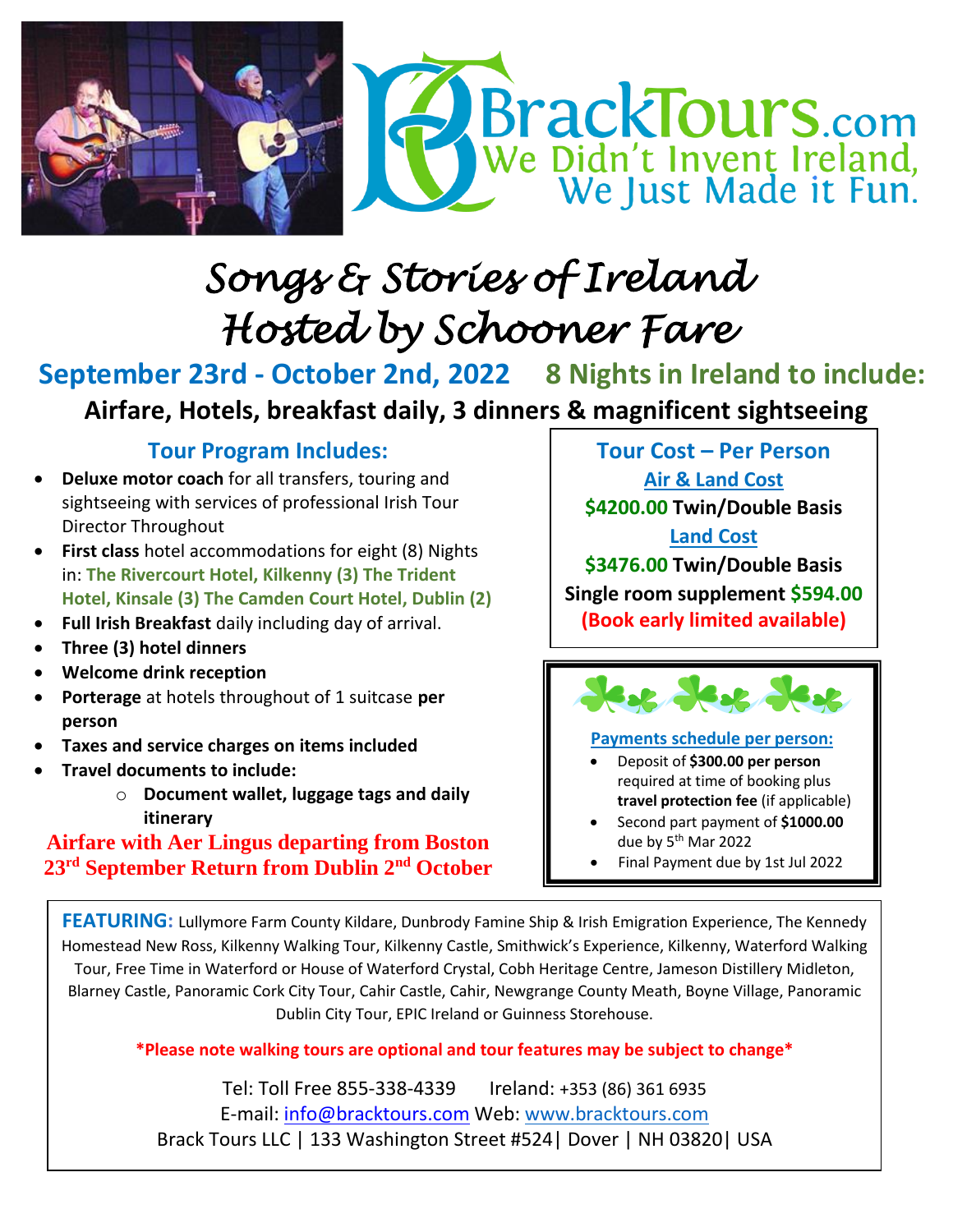BrackTours.com
We Didn't Invent Ireland, We Just Made it Fun.

# Songs & Stories of Ireland
# Hosted by Schooner Fare

## September 23rd - October 2nd, 2022 8 Nights in Ireland to include:

**Airfare, Hotels, breakfast daily, 3 dinners & magnificent sightseeing**

### Tour Program Includes:

- **Deluxe motor coach** for all transfers, touring and sightseeing with services of professional Irish Tour Director Throughout
- **First class** hotel accommodations for eight (8) Nights in: **The Rivercourt Hotel, Kilkenny (3) The Trident Hotel, Kinsale (3) The Camden Court Hotel, Dublin (2)**
- **Full Irish Breakfast** daily including day of arrival.
- **Three (3) hotel dinners**
- **Welcome drink reception**
- **Porterage** at hotels throughout of 1 suitcase **per person**
- **Taxes and service charges on items included**
- **Travel documents to include:**
  - **Document wallet, luggage tags and daily itinerary**

**Airfare with Aer Lingus departing from Boston 23rd September Return from Dublin 2nd October**

### Tour Cost – Per Person

**Air & Land Cost**

**$4200.00 Twin/Double Basis**

**Land Cost**

**$3476.00 Twin/Double Basis**

**Single room supplement $594.00**

**(Book early limited available)**

**Payments schedule per person:**

- Deposit of **$300.00 per person** required at time of booking plus **travel protection fee** (if applicable)
- Second part payment of **$1000.00** due by 5th Mar 2022
- Final Payment due by 1st Jul 2022

**FEATURING:** Lullymore Farm County Kildare, Dunbrody Famine Ship & Irish Emigration Experience, The Kennedy Homestead New Ross, Kilkenny Walking Tour, Kilkenny Castle, Smithwick's Experience, Kilkenny, Waterford Walking Tour, Free Time in Waterford or House of Waterford Crystal, Cobh Heritage Centre, Jameson Distillery Midleton, Blarney Castle, Panoramic Cork City Tour, Cahir Castle, Cahir, Newgrange County Meath, Boyne Village, Panoramic Dublin City Tour, EPIC Ireland or Guinness Storehouse.

**\*Please note walking tours are optional and tour features may be subject to change\***

Tel: Toll Free 855-338-4339 Ireland: +353 (86) 361 6935
E-mail: info@bracktours.com Web: www.bracktours.com
Brack Tours LLC | 133 Washington Street #524| Dover | NH 03820| USA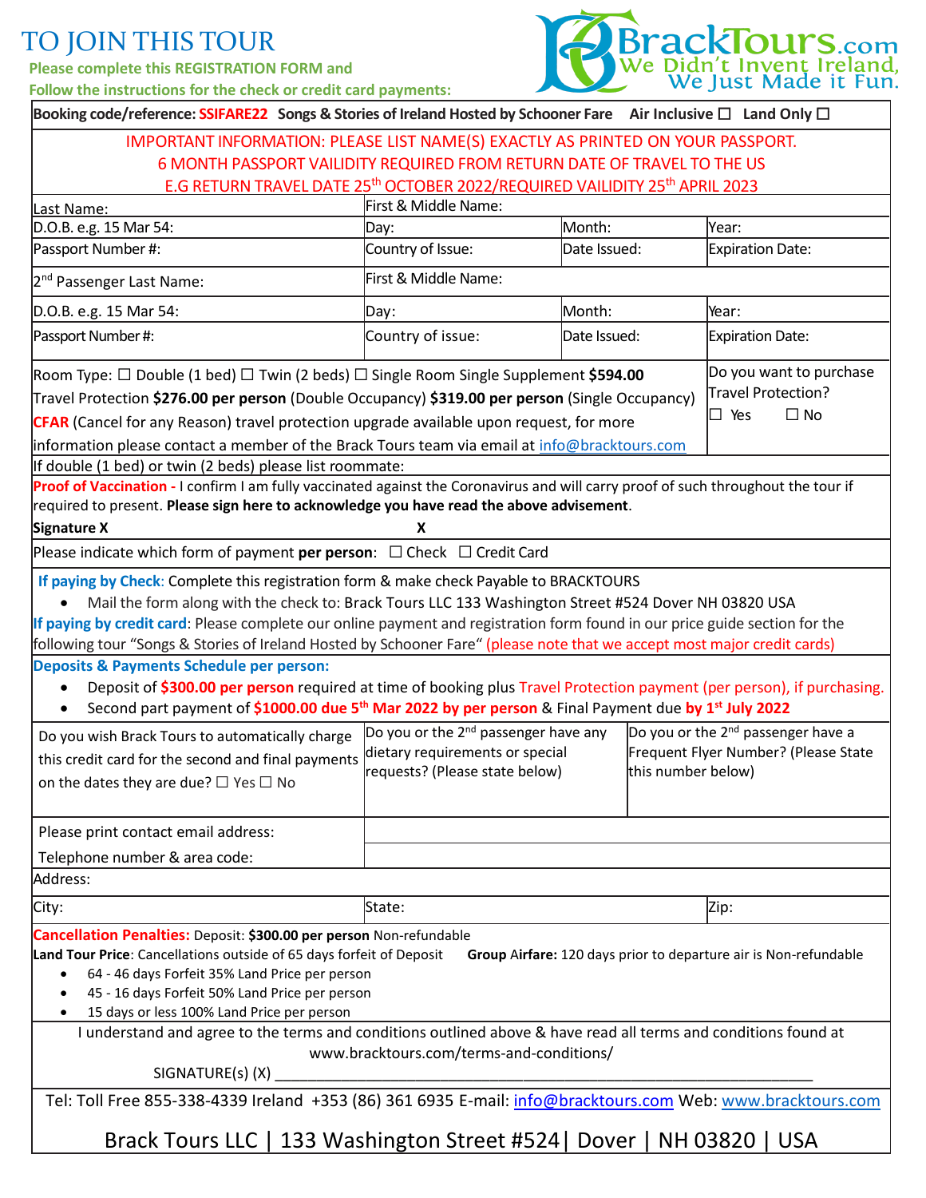# TO JOIN THIS TOUR

**Please complete this REGISTRATION FORM and**
**Follow the instructions for the check or credit card payments:**

BrackTours.com
We Didn't Invent Ireland, We Just Made it Fun.

**Booking code/reference: SSIFARE22 Songs & Stories of Ireland Hosted by Schooner Fare** Air Inclusive ☐ Land Only ☐

IMPORTANT INFORMATION: PLEASE LIST NAME(S) EXACTLY AS PRINTED ON YOUR PASSPORT.
6 MONTH PASSPORT VAILIDITY REQUIRED FROM RETURN DATE OF TRAVEL TO THE US
E.G RETURN TRAVEL DATE 25th OCTOBER 2022/REQUIRED VAILIDITY 25th APRIL 2023

| | | | |
|---|---|---|---|
| Last Name: | First & Middle Name: | | |
| D.O.B. e.g. 15 Mar 54: | Day: | Month: | Year: |
| Passport Number #: | Country of Issue: | Date Issued: | Expiration Date: |
| 2nd Passenger Last Name: | First & Middle Name: | | |
| D.O.B. e.g. 15 Mar 54: | Day: | Month: | Year: |
| Passport Number #: | Country of issue: | Date Issued: | Expiration Date: |

Room Type: ☐ Double (1 bed) ☐ Twin (2 beds) ☐ Single Room Single Supplement **$594.00**

Travel Protection **$276.00 per person** (Double Occupancy) **$319.00 per person** (Single Occupancy)

**CFAR** (Cancel for any Reason) travel protection upgrade available upon request, for more information please contact a member of the Brack Tours team via email at info@bracktours.com

Do you want to purchase Travel Protection? ☐ Yes ☐ No

If double (1 bed) or twin (2 beds) please list roommate:

**Proof of Vaccination -** I confirm I am fully vaccinated against the Coronavirus and will carry proof of such throughout the tour if required to present. **Please sign here to acknowledge you have read the above advisement**.

**Signature X** **X**

Please indicate which form of payment **per person**: ☐ Check ☐ Credit Card

**If paying by Check**: Complete this registration form & make check Payable to BRACKTOURS

- Mail the form along with the check to: Brack Tours LLC 133 Washington Street #524 Dover NH 03820 USA

**If paying by credit card**: Please complete our online payment and registration form found in our price guide section for the following tour "Songs & Stories of Ireland Hosted by Schooner Fare" (please note that we accept most major credit cards)

**Deposits & Payments Schedule per person:**

- Deposit of **$300.00 per person** required at time of booking plus Travel Protection payment (per person), if purchasing.
- Second part payment of **$1000.00 due 5th Mar 2022 by per person** & Final Payment due **by 1st July 2022**

| | | |
|---|---|---|
| Do you wish Brack Tours to automatically charge this credit card for the second and final payments on the dates they are due? ☐ Yes ☐ No | Do you or the 2nd passenger have any dietary requirements or special requests? (Please state below) | Do you or the 2nd passenger have a Frequent Flyer Number? (Please State this number below) |

| | | |
|---|---|---|
| Please print contact email address: | | |
| Telephone number & area code: | | |
| Address: | | |
| City: | State: | Zip: |

**Cancellation Penalties:** Deposit: **$300.00 per person** Non-refundable

**Land Tour Price**: Cancellations outside of 65 days forfeit of Deposit **Group Airfare:** 120 days prior to departure air is Non-refundable

- 64 - 46 days Forfeit 35% Land Price per person
- 45 - 16 days Forfeit 50% Land Price per person
- 15 days or less 100% Land Price per person

I understand and agree to the terms and conditions outlined above & have read all terms and conditions found at www.bracktours.com/terms-and-conditions/

SIGNATURE(s) (X) ____________________________________________________________

Tel: Toll Free 855-338-4339 Ireland +353 (86) 361 6935 E-mail: info@bracktours.com Web: www.bracktours.com

Brack Tours LLC | 133 Washington Street #524| Dover | NH 03820 | USA